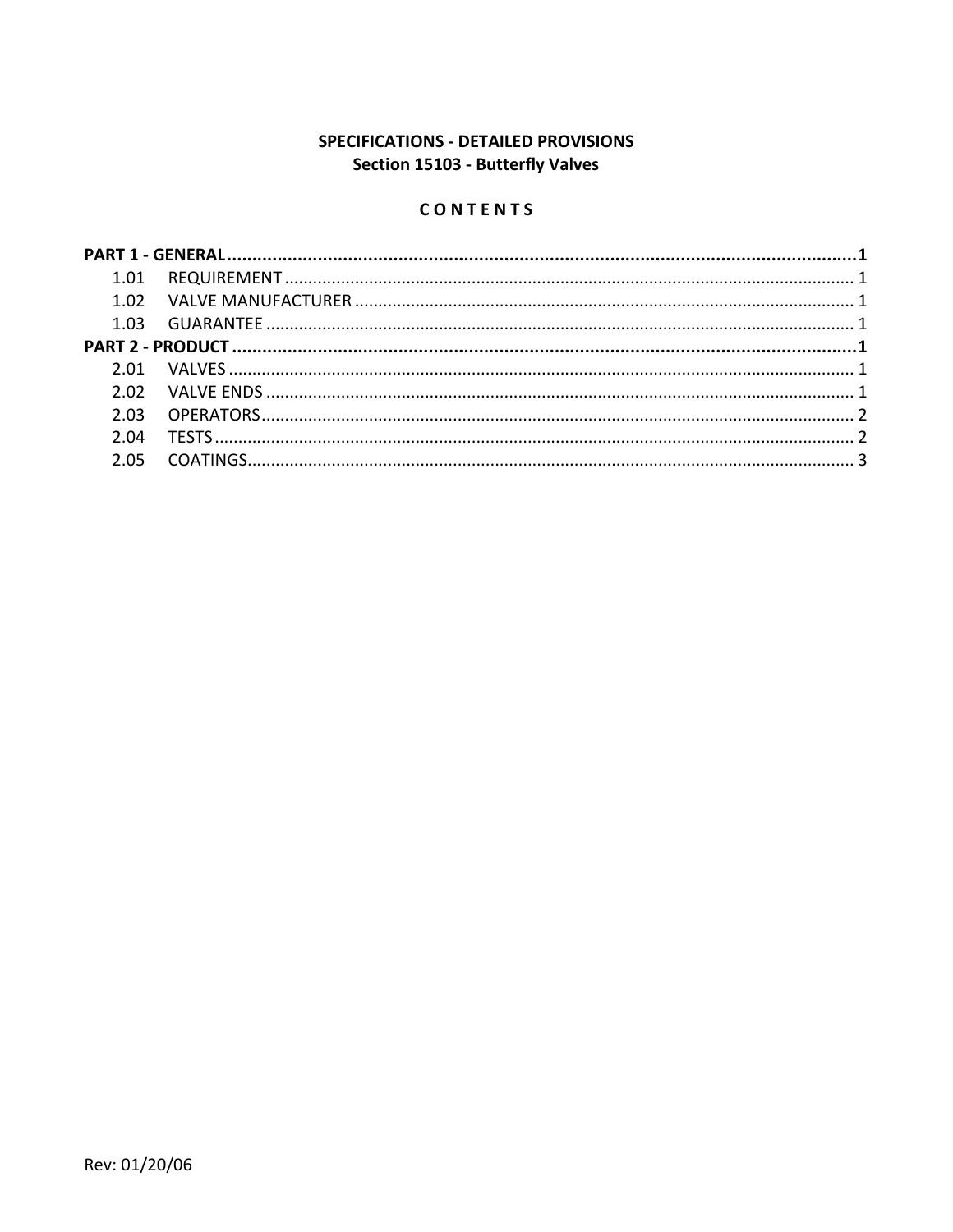**SPECIFICATIONS - DETAILED PROVISIONS**
**Section 15103 - Butterfly Valves**

**C O N T E N T S**

**PART 1 - GENERAL ........................................................................................................................1**

1.01 REQUIREMENT ........................................................................................................................ 1

1.02 VALVE MANUFACTURER ......................................................................................................... 1

1.03 GUARANTEE ............................................................................................................................ 1

**PART 2 - PRODUCT .......................................................................................................................1**

2.01 VALVES ..................................................................................................................................... 1

2.02 VALVE ENDS ............................................................................................................................ 1

2.03 OPERATORS.............................................................................................................................. 2

2.04 TESTS ........................................................................................................................................ 2

2.05 COATINGS................................................................................................................................. 3

Rev: 01/20/06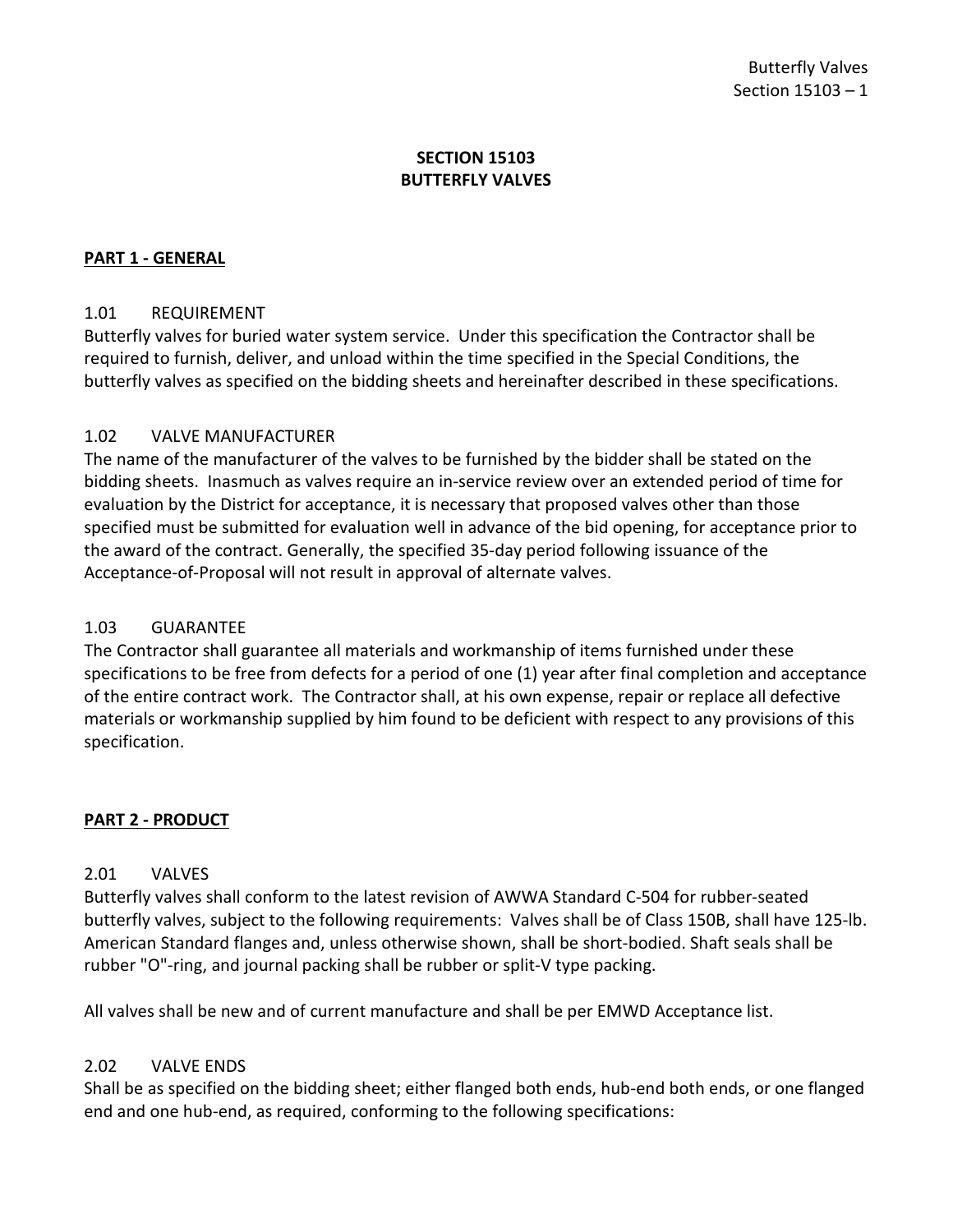# SECTION 15103
# BUTTERFLY VALVES

## PART 1 - GENERAL

### 1.01 REQUIREMENT

Butterfly valves for buried water system service. Under this specification the Contractor shall be required to furnish, deliver, and unload within the time specified in the Special Conditions, the butterfly valves as specified on the bidding sheets and hereinafter described in these specifications.

### 1.02 VALVE MANUFACTURER

The name of the manufacturer of the valves to be furnished by the bidder shall be stated on the bidding sheets. Inasmuch as valves require an in-service review over an extended period of time for evaluation by the District for acceptance, it is necessary that proposed valves other than those specified must be submitted for evaluation well in advance of the bid opening, for acceptance prior to the award of the contract. Generally, the specified 35-day period following issuance of the Acceptance-of-Proposal will not result in approval of alternate valves.

### 1.03 GUARANTEE

The Contractor shall guarantee all materials and workmanship of items furnished under these specifications to be free from defects for a period of one (1) year after final completion and acceptance of the entire contract work. The Contractor shall, at his own expense, repair or replace all defective materials or workmanship supplied by him found to be deficient with respect to any provisions of this specification.

## PART 2 - PRODUCT

### 2.01 VALVES

Butterfly valves shall conform to the latest revision of AWWA Standard C-504 for rubber-seated butterfly valves, subject to the following requirements: Valves shall be of Class 150B, shall have 125-lb. American Standard flanges and, unless otherwise shown, shall be short-bodied. Shaft seals shall be rubber "O"-ring, and journal packing shall be rubber or split-V type packing.

All valves shall be new and of current manufacture and shall be per EMWD Acceptance list.

### 2.02 VALVE ENDS

Shall be as specified on the bidding sheet; either flanged both ends, hub-end both ends, or one flanged end and one hub-end, as required, conforming to the following specifications: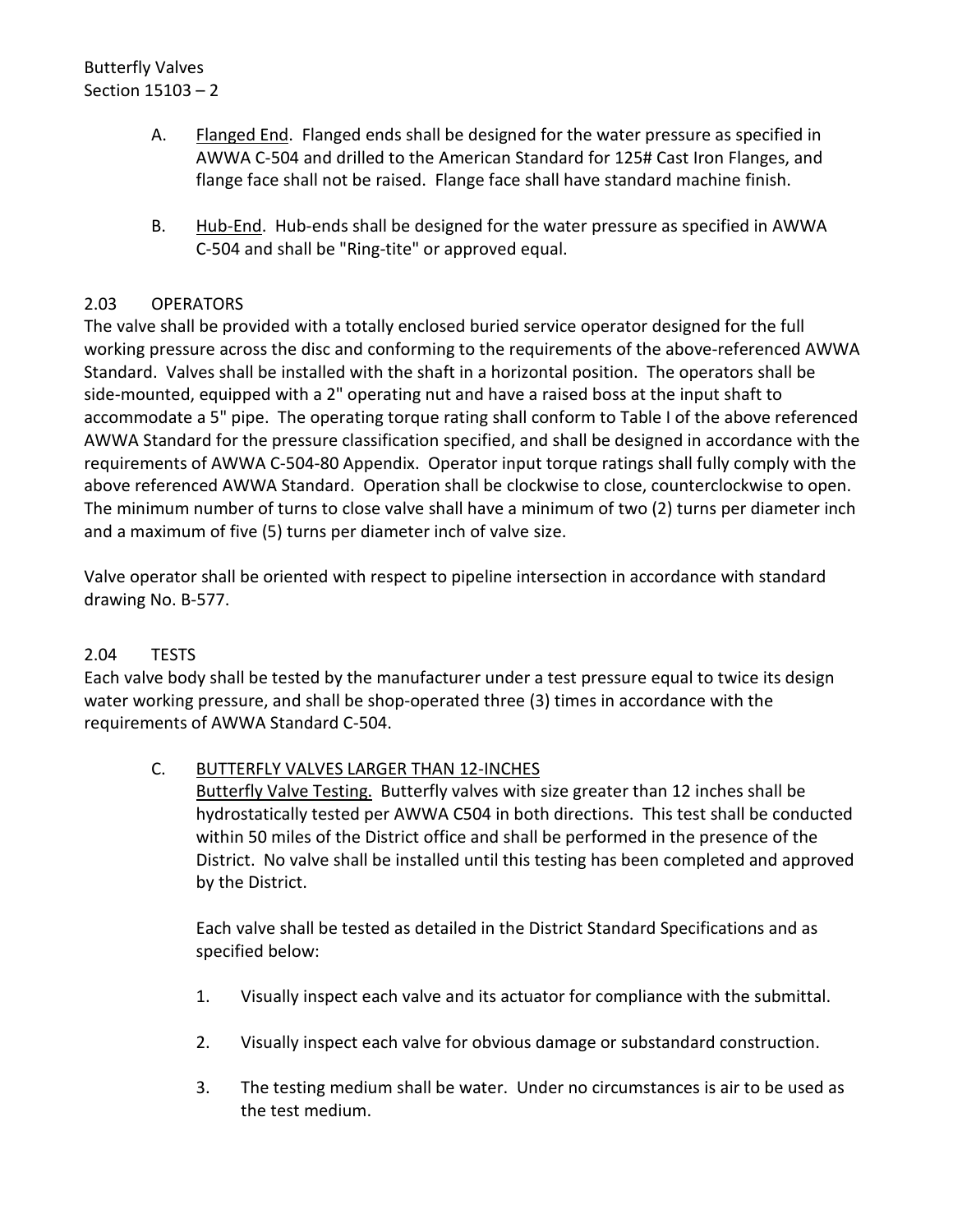A. Flanged End. Flanged ends shall be designed for the water pressure as specified in AWWA C-504 and drilled to the American Standard for 125# Cast Iron Flanges, and flange face shall not be raised. Flange face shall have standard machine finish.

B. Hub-End. Hub-ends shall be designed for the water pressure as specified in AWWA C-504 and shall be "Ring-tite" or approved equal.

## 2.03 OPERATORS

The valve shall be provided with a totally enclosed buried service operator designed for the full working pressure across the disc and conforming to the requirements of the above-referenced AWWA Standard. Valves shall be installed with the shaft in a horizontal position. The operators shall be side-mounted, equipped with a 2" operating nut and have a raised boss at the input shaft to accommodate a 5" pipe. The operating torque rating shall conform to Table I of the above referenced AWWA Standard for the pressure classification specified, and shall be designed in accordance with the requirements of AWWA C-504-80 Appendix. Operator input torque ratings shall fully comply with the above referenced AWWA Standard. Operation shall be clockwise to close, counterclockwise to open. The minimum number of turns to close valve shall have a minimum of two (2) turns per diameter inch and a maximum of five (5) turns per diameter inch of valve size.

Valve operator shall be oriented with respect to pipeline intersection in accordance with standard drawing No. B-577.

## 2.04 TESTS

Each valve body shall be tested by the manufacturer under a test pressure equal to twice its design water working pressure, and shall be shop-operated three (3) times in accordance with the requirements of AWWA Standard C-504.

C. BUTTERFLY VALVES LARGER THAN 12-INCHES

Butterfly Valve Testing. Butterfly valves with size greater than 12 inches shall be hydrostatically tested per AWWA C504 in both directions. This test shall be conducted within 50 miles of the District office and shall be performed in the presence of the District. No valve shall be installed until this testing has been completed and approved by the District.

Each valve shall be tested as detailed in the District Standard Specifications and as specified below:

1. Visually inspect each valve and its actuator for compliance with the submittal.

2. Visually inspect each valve for obvious damage or substandard construction.

3. The testing medium shall be water. Under no circumstances is air to be used as the test medium.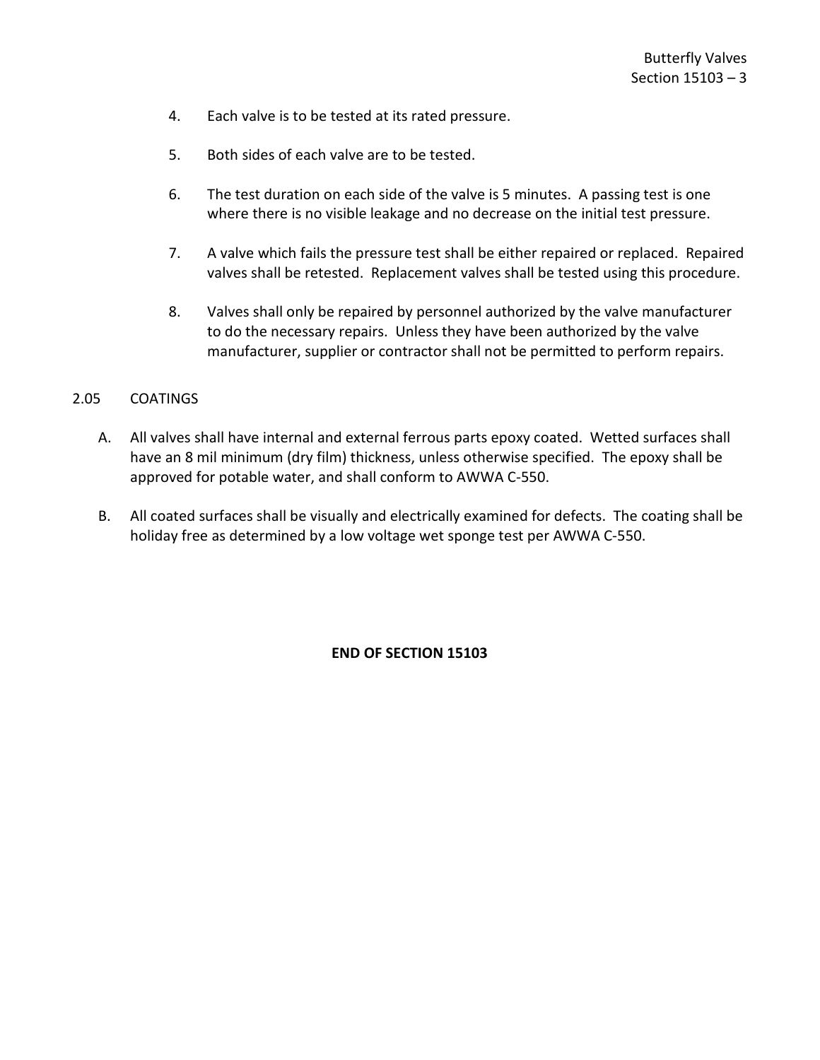4. Each valve is to be tested at its rated pressure.

5. Both sides of each valve are to be tested.

6. The test duration on each side of the valve is 5 minutes. A passing test is one where there is no visible leakage and no decrease on the initial test pressure.

7. A valve which fails the pressure test shall be either repaired or replaced. Repaired valves shall be retested. Replacement valves shall be tested using this procedure.

8. Valves shall only be repaired by personnel authorized by the valve manufacturer to do the necessary repairs. Unless they have been authorized by the valve manufacturer, supplier or contractor shall not be permitted to perform repairs.

## 2.05 COATINGS

A. All valves shall have internal and external ferrous parts epoxy coated. Wetted surfaces shall have an 8 mil minimum (dry film) thickness, unless otherwise specified. The epoxy shall be approved for potable water, and shall conform to AWWA C-550.

B. All coated surfaces shall be visually and electrically examined for defects. The coating shall be holiday free as determined by a low voltage wet sponge test per AWWA C-550.

**END OF SECTION 15103**